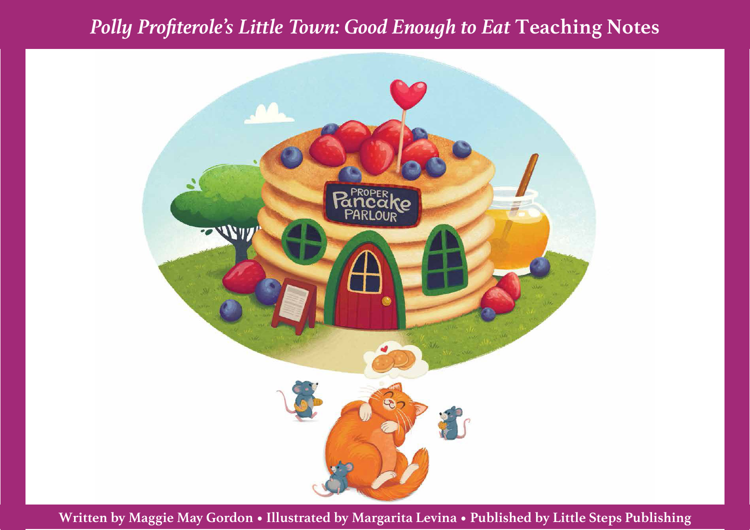# *Polly Profiterole's Little Town: Good Enough to Eat* Teaching Notes

**Written by Maggie May Gordon • Illustrated by Margarita Levina • Published by Little Steps Publishing**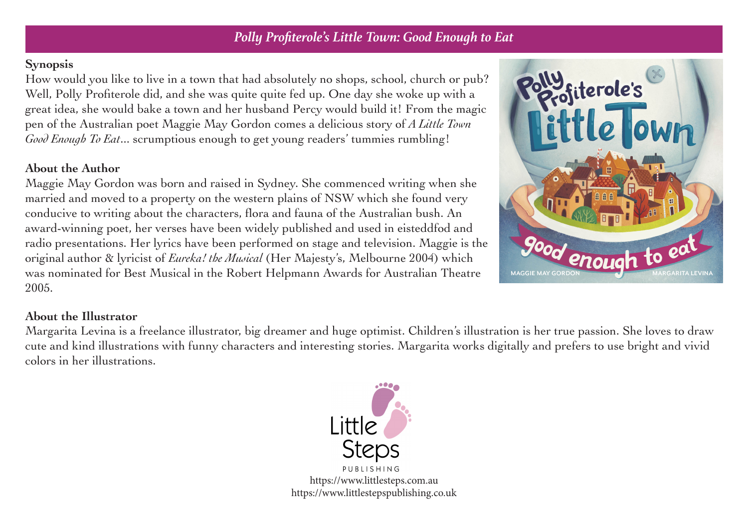# *Polly Profiterole's Little Town: Good Enough to Eat*

**Synopsis**

How would you like to live in a town that had absolutely no shops, school, church or pub? Well, Polly Profiterole did, and she was quite quite fed up. One day she woke up with a great idea, she would bake a town and her husband Percy would build it! From the magic pen of the Australian poet Maggie May Gordon comes a delicious story of *A Little Town Good Enough To Eat*... scrumptious enough to get young readers' tummies rumbling!

**About the Author**

Maggie May Gordon was born and raised in Sydney. She commenced writing when she married and moved to a property on the western plains of NSW which she found very conducive to writing about the characters, flora and fauna of the Australian bush. An award-winning poet, her verses have been widely published and used in eisteddfod and radio presentations. Her lyrics have been performed on stage and television. Maggie is the original author & lyricist of *Eureka! the Musical* (Her Majesty's, Melbourne 2004) which was nominated for Best Musical in the Robert Helpmann Awards for Australian Theatre 2005.

**About the Illustrator**

Margarita Levina is a freelance illustrator, big dreamer and huge optimist. Children's illustration is her true passion. She loves to draw cute and kind illustrations with funny characters and interesting stories. Margarita works digitally and prefers to use bright and vivid colors in her illustrations.

Little Steps PUBLISHING

https://www.littlesteps.com.au
https://www.littlestepspublishing.co.uk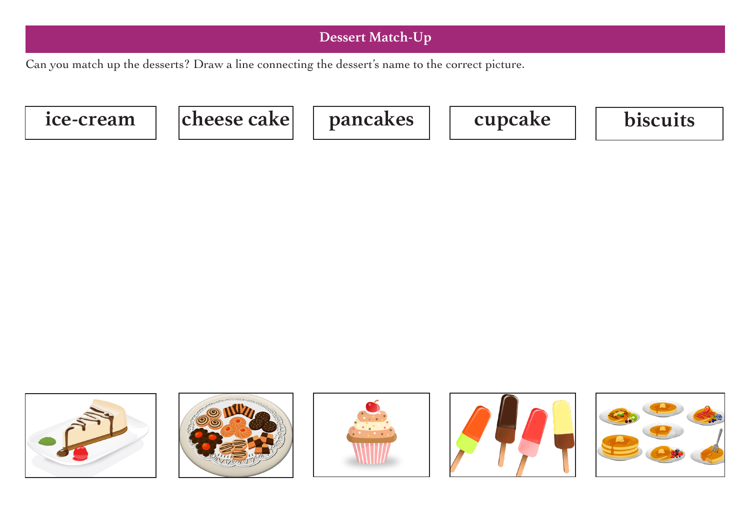## Dessert Match-Up

Can you match up the desserts? Draw a line connecting the dessert's name to the correct picture.

| ice-cream | cheese cake | pancakes | cupcake | biscuits |
|---|---|---|---|---|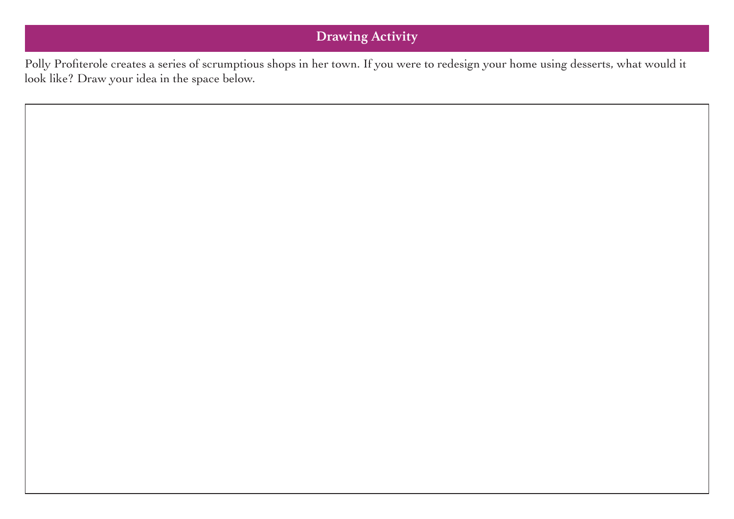## Drawing Activity

Polly Profiterole creates a series of scrumptious shops in her town. If you were to redesign your home using desserts, what would it look like? Draw your idea in the space below.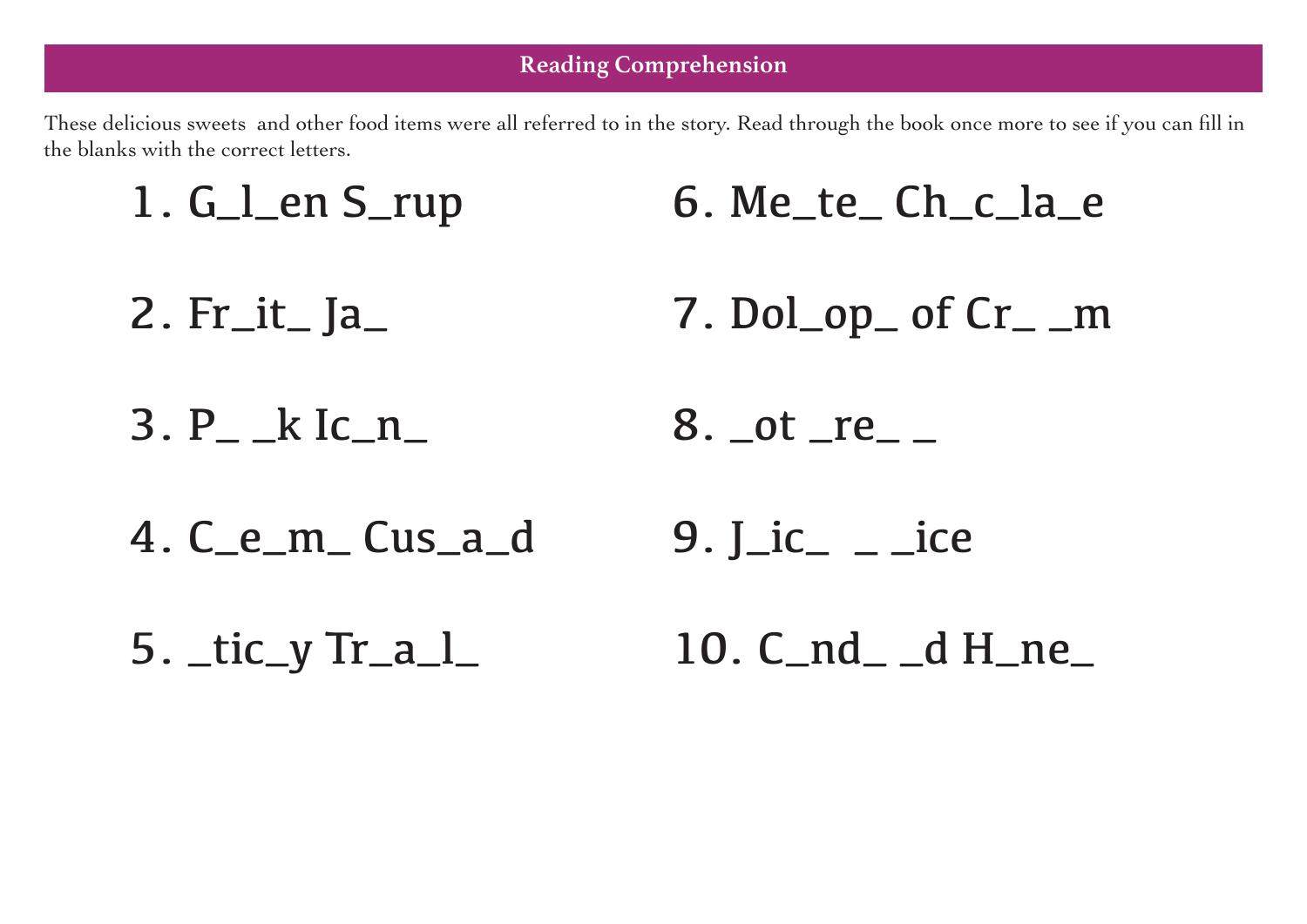## Reading Comprehension

These delicious sweets and other food items were all referred to in the story. Read through the book once more to see if you can fill in the blanks with the correct letters.

1. G_l_en S_rup
2. Fr_it_ Ja_
3. P_ _k Ic_n_
4. C_e_m_ Cus_a_d
5. _tic_y Tr_a_l_
6. Me_te_ Ch_c_la_e
7. Dol_op_ of Cr_ _m
8. _ot _re_ _
9. J_ic_ _ _ice
10. C_nd_ _d H_ne_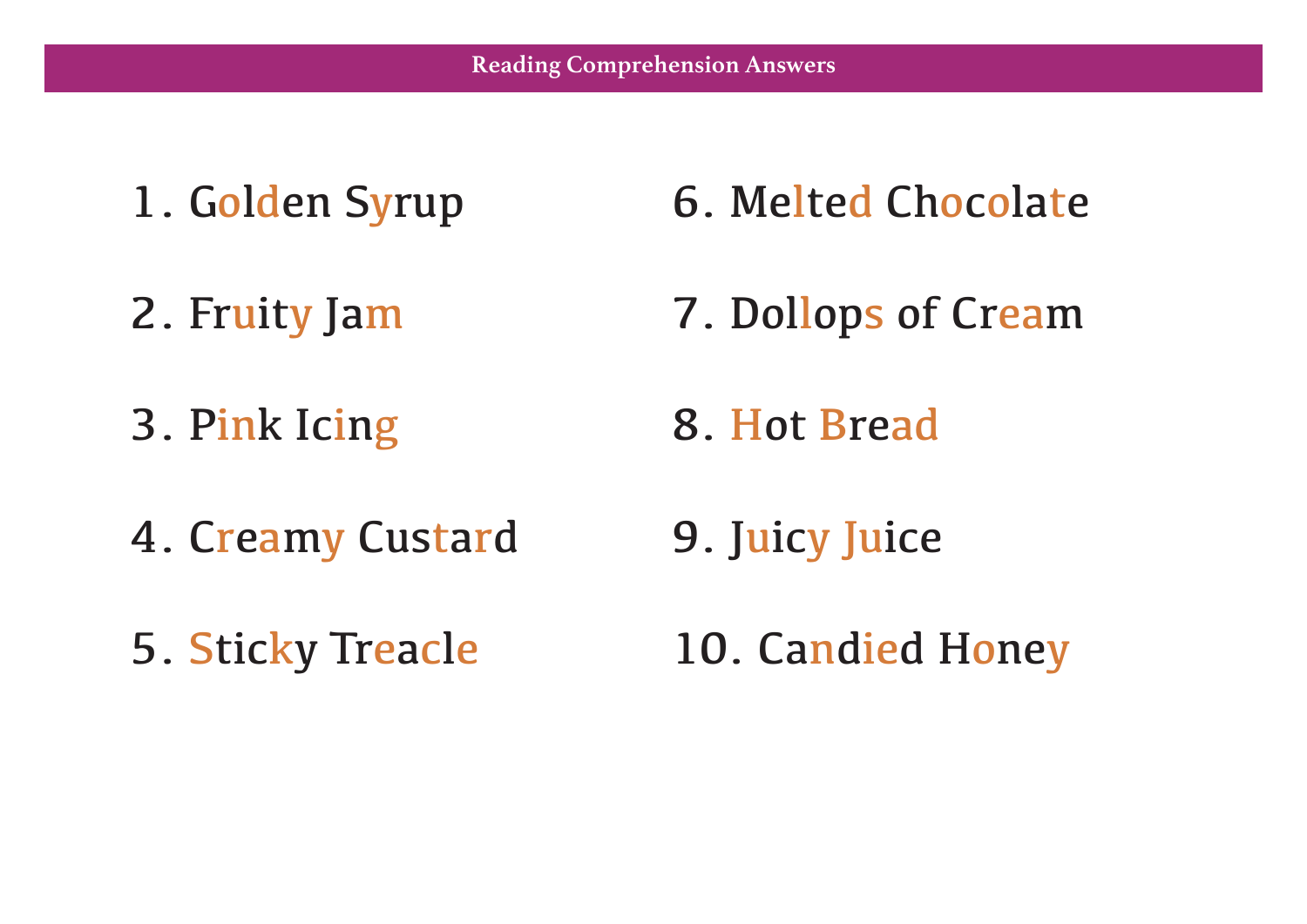## Reading Comprehension Answers

1. Golden Syrup
2. Fruity Jam
3. Pink Icing
4. Creamy Custard
5. Sticky Treacle
6. Melted Chocolate
7. Dollops of Cream
8. Hot Bread
9. Juicy Juice
10. Candied Honey